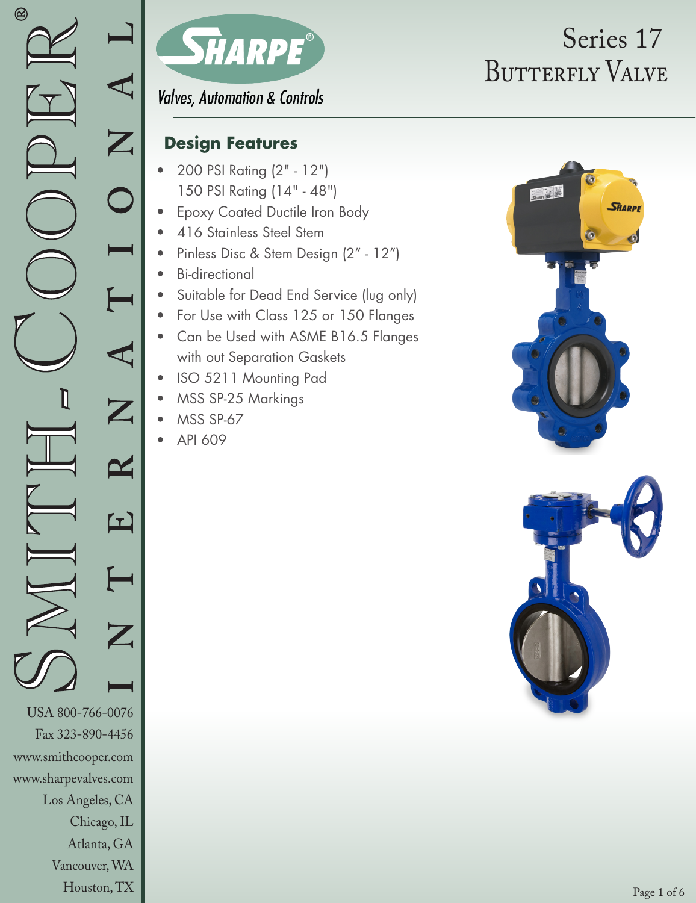# Series 17 Butterfly Valve

Sharpe® Valves, Automation & Controls

Smith-Cooper® International

USA 800-766-0076
Fax 323-890-4456
www.smithcooper.com
www.sharpevalves.com
Los Angeles, CA
Chicago, IL
Atlanta, GA
Vancouver, WA
Houston, TX

## Design Features

- 200 PSI Rating (2" - 12")
  150 PSI Rating (14" - 48")
- Epoxy Coated Ductile Iron Body
- 416 Stainless Steel Stem
- Pinless Disc & Stem Design (2" - 12")
- Bi-directional
- Suitable for Dead End Service (lug only)
- For Use with Class 125 or 150 Flanges
- Can be Used with ASME B16.5 Flanges with out Separation Gaskets
- ISO 5211 Mounting Pad
- MSS SP-25 Markings
- MSS SP-67
- API 609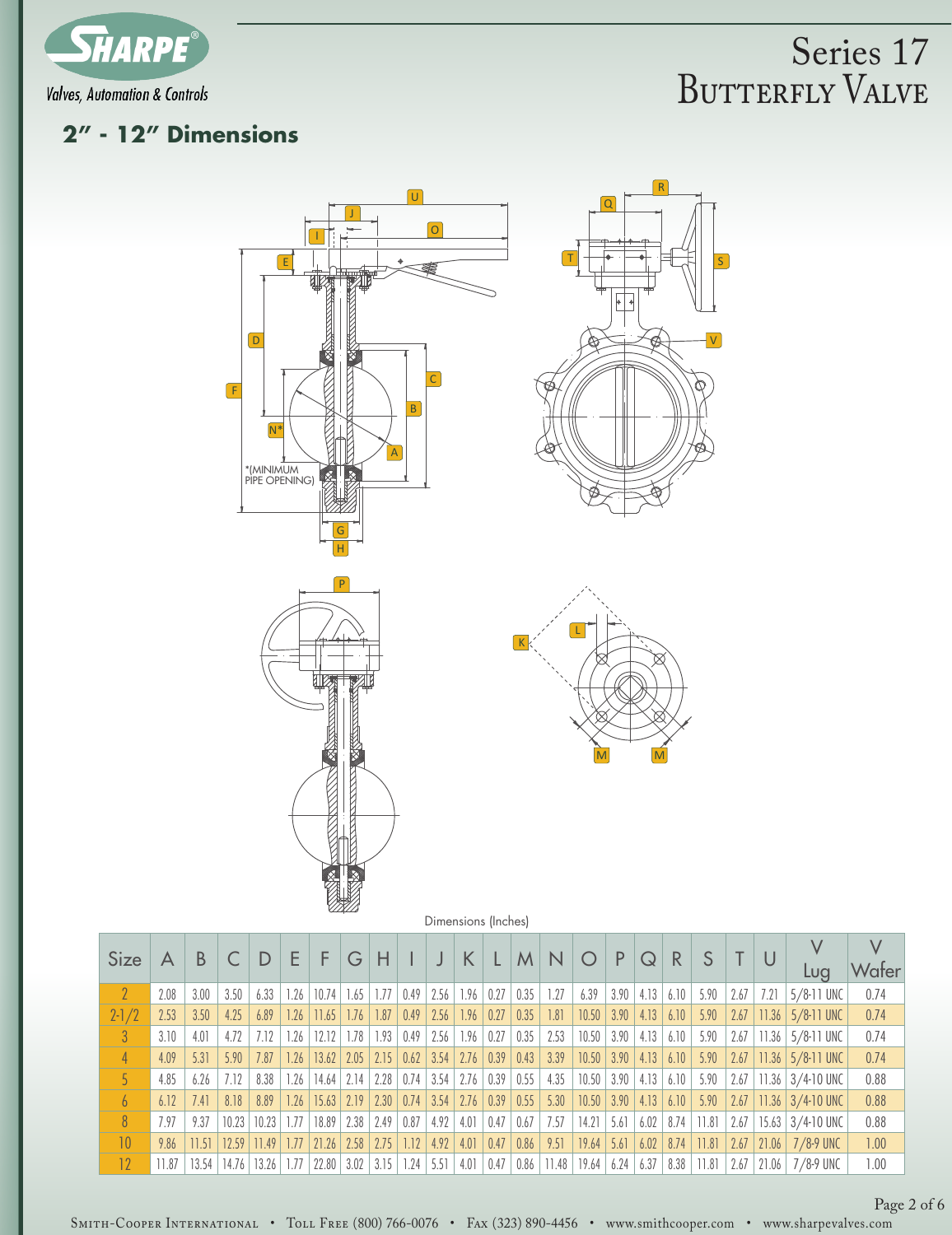# Series 17 Butterfly Valve

## 2" - 12" Dimensions

*(MINIMUM PIPE OPENING)

Dimensions (Inches)

| Size | A | B | C | D | E | F | G | H | I | J | K | L | M | N | O | P | Q | R | S | T | U | V Lug | V Wafer |
|---|---|---|---|---|---|---|---|---|---|---|---|---|---|---|---|---|---|---|---|---|---|---|---|
| 2 | 2.08 | 3.00 | 3.50 | 6.33 | 1.26 | 10.74 | 1.65 | 1.77 | 0.49 | 2.56 | 1.96 | 0.27 | 0.35 | 1.27 | 6.39 | 3.90 | 4.13 | 6.10 | 5.90 | 2.67 | 7.21 | 5/8-11 UNC | 0.74 |
| 2-1/2 | 2.53 | 3.50 | 4.25 | 6.89 | 1.26 | 11.65 | 1.76 | 1.87 | 0.49 | 2.56 | 1.96 | 0.27 | 0.35 | 1.81 | 10.50 | 3.90 | 4.13 | 6.10 | 5.90 | 2.67 | 11.36 | 5/8-11 UNC | 0.74 |
| 3 | 3.10 | 4.01 | 4.72 | 7.12 | 1.26 | 12.12 | 1.78 | 1.93 | 0.49 | 2.56 | 1.96 | 0.27 | 0.35 | 2.53 | 10.50 | 3.90 | 4.13 | 6.10 | 5.90 | 2.67 | 11.36 | 5/8-11 UNC | 0.74 |
| 4 | 4.09 | 5.31 | 5.90 | 7.87 | 1.26 | 13.62 | 2.05 | 2.15 | 0.62 | 3.54 | 2.76 | 0.39 | 0.43 | 3.39 | 10.50 | 3.90 | 4.13 | 6.10 | 5.90 | 2.67 | 11.36 | 5/8-11 UNC | 0.74 |
| 5 | 4.85 | 6.26 | 7.12 | 8.38 | 1.26 | 14.64 | 2.14 | 2.28 | 0.74 | 3.54 | 2.76 | 0.39 | 0.55 | 4.35 | 10.50 | 3.90 | 4.13 | 6.10 | 5.90 | 2.67 | 11.36 | 3/4-10 UNC | 0.88 |
| 6 | 6.12 | 7.41 | 8.18 | 8.89 | 1.26 | 15.63 | 2.19 | 2.30 | 0.74 | 3.54 | 2.76 | 0.39 | 0.55 | 5.30 | 10.50 | 3.90 | 4.13 | 6.10 | 5.90 | 2.67 | 11.36 | 3/4-10 UNC | 0.88 |
| 8 | 7.97 | 9.37 | 10.23 | 10.23 | 1.77 | 18.89 | 2.38 | 2.49 | 0.87 | 4.92 | 4.01 | 0.47 | 0.67 | 7.57 | 14.21 | 5.61 | 6.02 | 8.74 | 11.81 | 2.67 | 15.63 | 3/4-10 UNC | 0.88 |
| 10 | 9.86 | 11.51 | 12.59 | 11.49 | 1.77 | 21.26 | 2.58 | 2.75 | 1.12 | 4.92 | 4.01 | 0.47 | 0.86 | 9.51 | 19.64 | 5.61 | 6.02 | 8.74 | 11.81 | 2.67 | 21.06 | 7/8-9 UNC | 1.00 |
| 12 | 11.87 | 13.54 | 14.76 | 13.26 | 1.77 | 22.80 | 3.02 | 3.15 | 1.24 | 5.51 | 4.01 | 0.47 | 0.86 | 11.48 | 19.64 | 6.24 | 6.37 | 8.38 | 11.81 | 2.67 | 21.06 | 7/8-9 UNC | 1.00 |

Smith-Cooper International • Toll Free (800) 766-0076 • Fax (323) 890-4456 • www.smithcooper.com • www.sharpevalves.com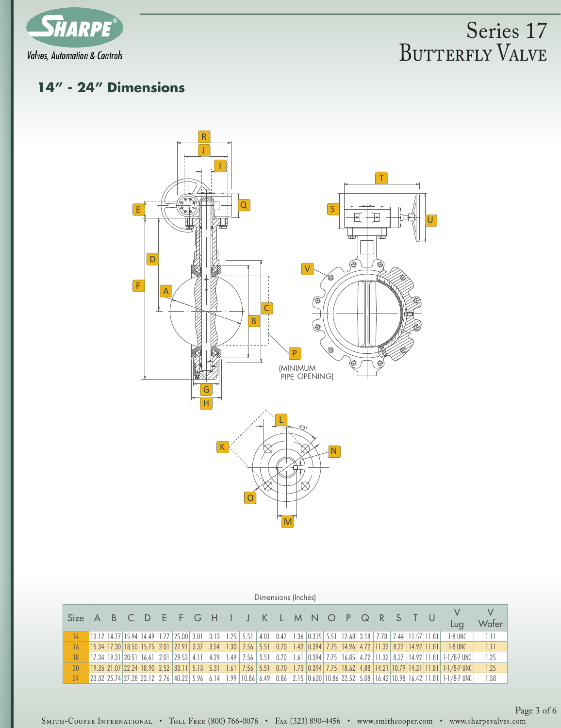# Series 17 Butterfly Valve

## 14" - 24" Dimensions

(MINIMUM PIPE OPENING)

Dimensions (Inches)

| Size | A | B | C | D | E | F | G | H | I | J | K | L | M | N | O | P | Q | R | S | T | U | V Lug | V Wafer |
|---|---|---|---|---|---|---|---|---|---|---|---|---|---|---|---|---|---|---|---|---|---|---|---|
| 14 | 13.12 | 14.77 | 15.94 | 14.49 | 1.77 | 25.00 | 3.01 | 3.13 | 1.25 | 5.51 | 4.01 | 0.47 | 1.36 | 0.315 | 5.51 | 12.68 | 3.18 | 7.78 | 7.44 | 11.57 | 11.81 | 1-8 UNC | 1.11 |
| 16 | 15.34 | 17.30 | 18.50 | 15.75 | 2.01 | 27.91 | 3.37 | 3.54 | 1.30 | 7.56 | 5.51 | 0.70 | 1.42 | 0.394 | 7.75 | 14.96 | 4.72 | 11.32 | 8.27 | 14.92 | 11.81 | 1-8 UNC | 1.11 |
| 18 | 17.34 | 19.31 | 20.51 | 16.61 | 2.01 | 29.53 | 4.11 | 4.29 | 1.49 | 7.56 | 5.51 | 0.70 | 1.61 | 0.394 | 7.75 | 16.85 | 4.72 | 11.32 | 8.27 | 14.92 | 11.81 | 1-1/8-7 UNC | 1.25 |
| 20 | 19.35 | 21.07 | 22.24 | 18.90 | 2.52 | 33.11 | 5.13 | 5.31 | 1.61 | 7.56 | 5.51 | 0.70 | 1.73 | 0.394 | 7.75 | 18.62 | 4.88 | 14.21 | 10.79 | 14.21 | 11.81 | 1-1/8-7 UNC | 1.25 |
| 24 | 23.32 | 25.74 | 27.28 | 22.12 | 2.76 | 40.22 | 5.96 | 6.14 | 1.99 | 10.86 | 6.49 | 0.86 | 2.15 | 0.630 | 10.86 | 22.52 | 5.08 | 16.42 | 10.98 | 16.42 | 11.81 | 1-1/8-7 UNC | 1.38 |

Smith-Cooper International • Toll Free (800) 766-0076 • Fax (323) 890-4456 • www.smithcooper.com • www.sharpevalves.com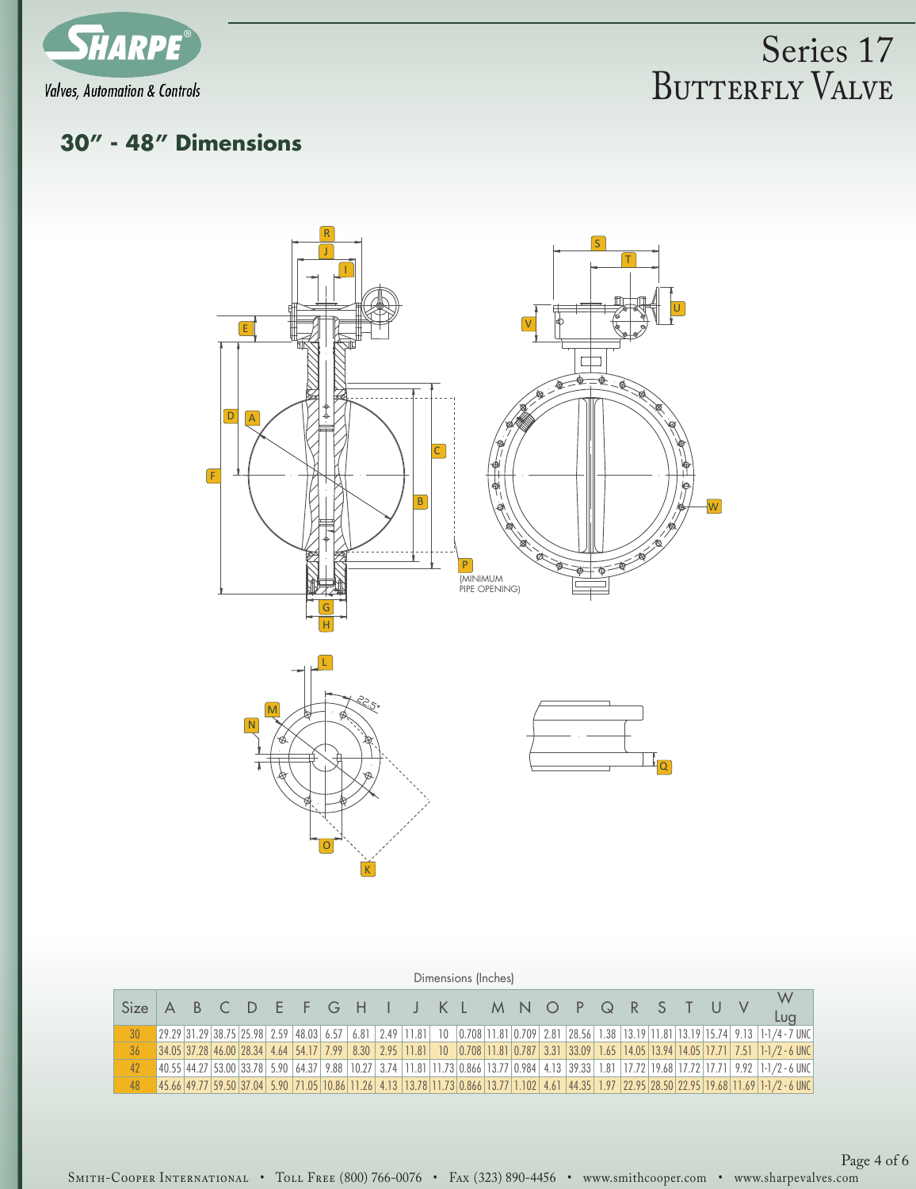# Series 17 Butterfly Valve

## 30" - 48" Dimensions

P (MINIMUM PIPE OPENING)

Dimensions (Inches)

| Size | A | B | C | D | E | F | G | H | I | J | K | L | M | N | O | P | Q | R | S | T | U | V | W Lug |
|---|---|---|---|---|---|---|---|---|---|---|---|---|---|---|---|---|---|---|---|---|---|---|---|
| 30 | 29.29 | 31.29 | 38.75 | 25.98 | 2.59 | 48.03 | 6.57 | 6.81 | 2.49 | 11.81 | 10 | 0.708 | 11.81 | 0.709 | 2.81 | 28.56 | 1.38 | 13.19 | 11.81 | 13.19 | 15.74 | 9.13 | 1-1/4 - 7 UNC |
| 36 | 34.05 | 37.28 | 46.00 | 28.34 | 4.64 | 54.17 | 7.99 | 8.30 | 2.95 | 11.81 | 10 | 0.708 | 11.81 | 0.787 | 3.31 | 33.09 | 1.65 | 14.05 | 13.94 | 14.05 | 17.71 | 7.51 | 1-1/2 - 6 UNC |
| 42 | 40.55 | 44.27 | 53.00 | 33.78 | 5.90 | 64.37 | 9.88 | 10.27 | 3.74 | 11.81 | 11.73 | 0.866 | 13.77 | 0.984 | 4.13 | 39.33 | 1.81 | 17.72 | 19.68 | 17.72 | 17.71 | 9.92 | 1-1/2 - 6 UNC |
| 48 | 45.66 | 49.77 | 59.50 | 37.04 | 5.90 | 71.05 | 10.86 | 11.26 | 4.13 | 13.78 | 11.73 | 0.866 | 13.77 | 1.102 | 4.61 | 44.35 | 1.97 | 22.95 | 28.50 | 22.95 | 19.68 | 11.69 | 1-1/2 - 6 UNC |

Smith-Cooper International • Toll Free (800) 766-0076 • Fax (323) 890-4456 • www.smithcooper.com • www.sharpevalves.com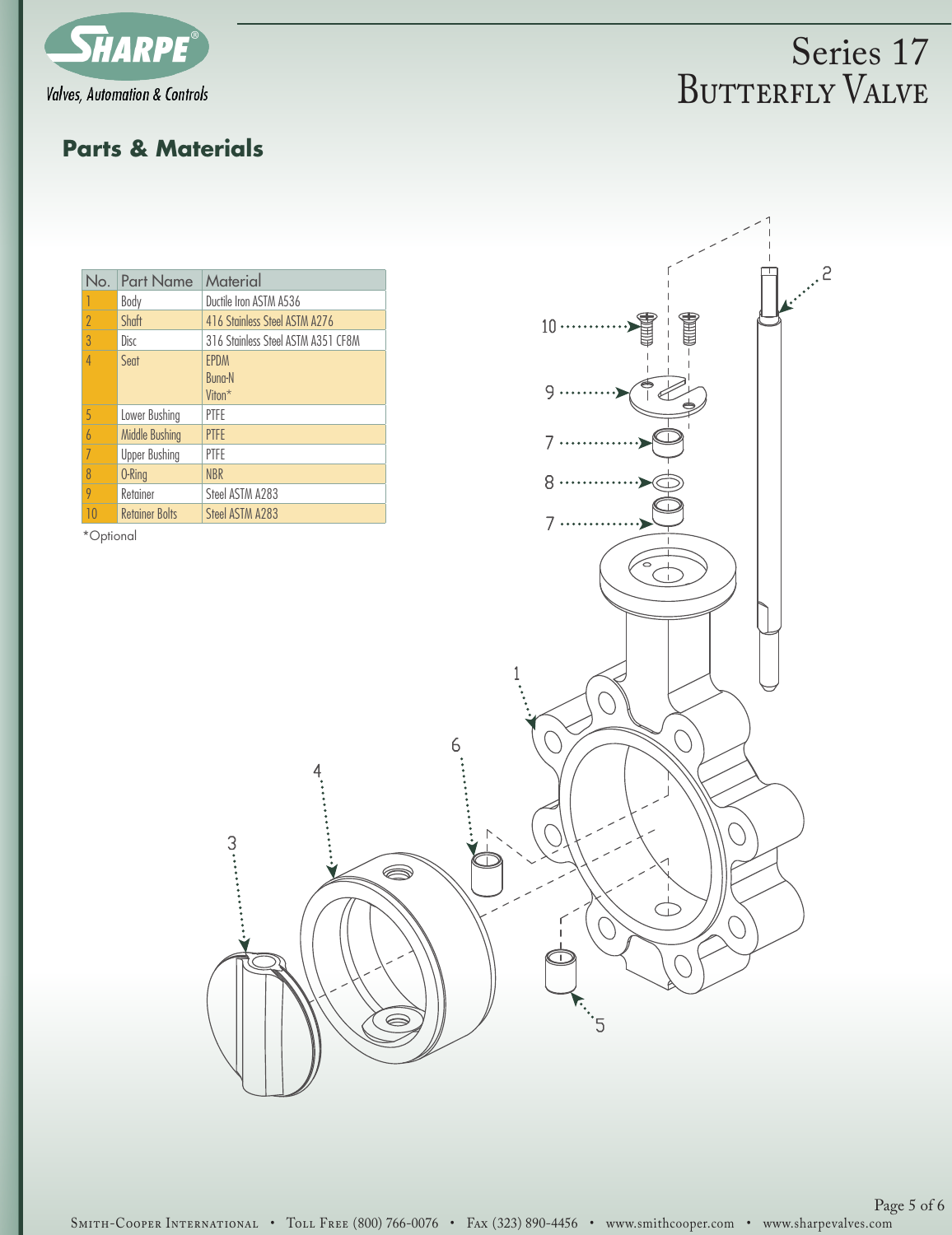## Parts & Materials

| No. | Part Name | Material |
|---|---|---|
| 1 | Body | Ductile Iron ASTM A536 |
| 2 | Shaft | 416 Stainless Steel ASTM A276 |
| 3 | Disc | 316 Stainless Steel ASTM A351 CF8M |
| 4 | Seat | EPDM<br>Buna-N<br>Viton* |
| 5 | Lower Bushing | PTFE |
| 6 | Middle Bushing | PTFE |
| 7 | Upper Bushing | PTFE |
| 8 | O-Ring | NBR |
| 9 | Retainer | Steel ASTM A283 |
| 10 | Retainer Bolts | Steel ASTM A283 |

*Optional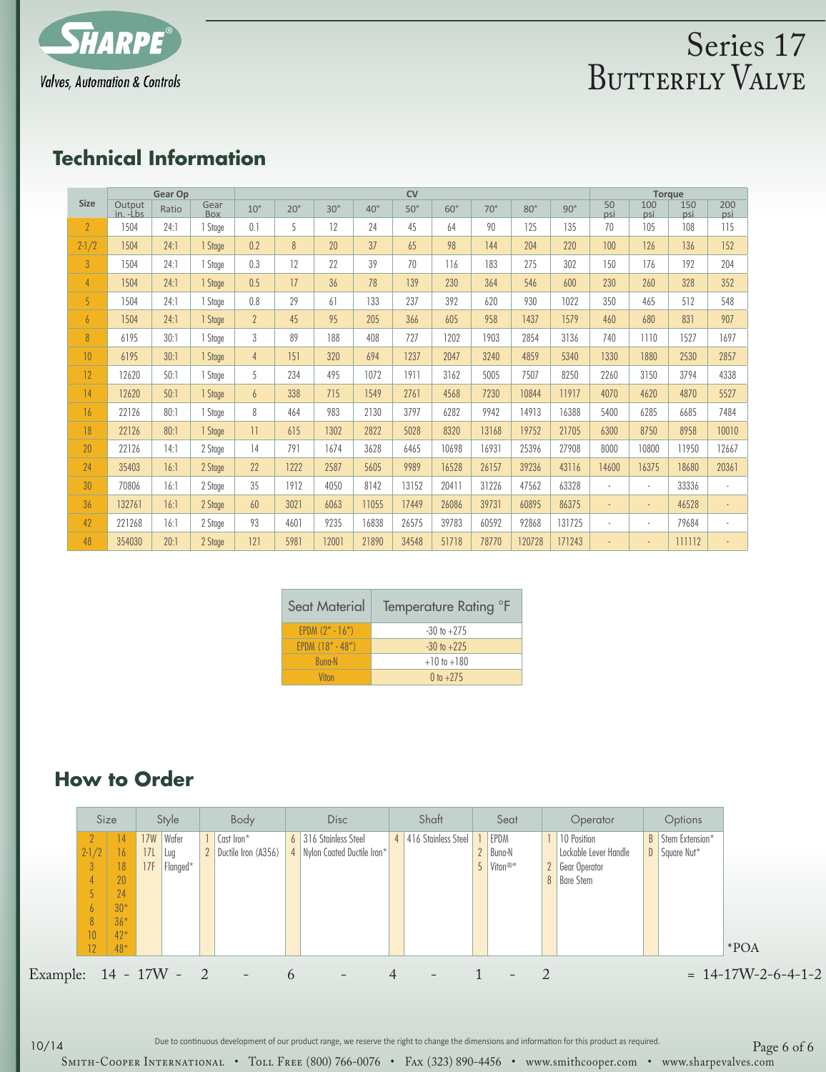# Series 17 Butterfly Valve

## Technical Information

| Size | Gear Op | | | CV | | | | | | | | | Torque | | | |
|---|---|---|---|---|---|---|---|---|---|---|---|---|---|---|---|---|
| | Output in. -Lbs | Ratio | Gear Box | 10° | 20° | 30° | 40° | 50° | 60° | 70° | 80° | 90° | 50 psi | 100 psi | 150 psi | 200 psi |
| 2 | 1504 | 24:1 | 1 Stage | 0.1 | 5 | 12 | 24 | 45 | 64 | 90 | 125 | 135 | 70 | 105 | 108 | 115 |
| 2-1/2 | 1504 | 24:1 | 1 Stage | 0.2 | 8 | 20 | 37 | 65 | 98 | 144 | 204 | 220 | 100 | 126 | 136 | 152 |
| 3 | 1504 | 24:1 | 1 Stage | 0.3 | 12 | 22 | 39 | 70 | 116 | 183 | 275 | 302 | 150 | 176 | 192 | 204 |
| 4 | 1504 | 24:1 | 1 Stage | 0.5 | 17 | 36 | 78 | 139 | 230 | 364 | 546 | 600 | 230 | 260 | 328 | 352 |
| 5 | 1504 | 24:1 | 1 Stage | 0.8 | 29 | 61 | 133 | 237 | 392 | 620 | 930 | 1022 | 350 | 465 | 512 | 548 |
| 6 | 1504 | 24:1 | 1 Stage | 2 | 45 | 95 | 205 | 366 | 605 | 958 | 1437 | 1579 | 460 | 680 | 831 | 907 |
| 8 | 6195 | 30:1 | 1 Stage | 3 | 89 | 188 | 408 | 727 | 1202 | 1903 | 2854 | 3136 | 740 | 1110 | 1527 | 1697 |
| 10 | 6195 | 30:1 | 1 Stage | 4 | 151 | 320 | 694 | 1237 | 2047 | 3240 | 4859 | 5340 | 1330 | 1880 | 2530 | 2857 |
| 12 | 12620 | 50:1 | 1 Stage | 5 | 234 | 495 | 1072 | 1911 | 3162 | 5005 | 7507 | 8250 | 2260 | 3150 | 3794 | 4338 |
| 14 | 12620 | 50:1 | 1 Stage | 6 | 338 | 715 | 1549 | 2761 | 4568 | 7230 | 10844 | 11917 | 4070 | 4620 | 4870 | 5527 |
| 16 | 22126 | 80:1 | 1 Stage | 8 | 464 | 983 | 2130 | 3797 | 6282 | 9942 | 14913 | 16388 | 5400 | 6285 | 6685 | 7484 |
| 18 | 22126 | 80:1 | 1 Stage | 11 | 615 | 1302 | 2822 | 5028 | 8320 | 13168 | 19752 | 21705 | 6300 | 8750 | 8958 | 10010 |
| 20 | 22126 | 14:1 | 2 Stage | 14 | 791 | 1674 | 3628 | 6465 | 10698 | 16931 | 25396 | 27908 | 8000 | 10800 | 11950 | 12667 |
| 24 | 35403 | 16:1 | 2 Stage | 22 | 1222 | 2587 | 5605 | 9989 | 16528 | 26157 | 39236 | 43116 | 14600 | 16375 | 18680 | 20361 |
| 30 | 70806 | 16:1 | 2 Stage | 35 | 1912 | 4050 | 8142 | 13152 | 20411 | 31226 | 47562 | 63328 | - | - | 33336 | - |
| 36 | 132761 | 16:1 | 2 Stage | 60 | 3021 | 6063 | 11055 | 17449 | 26086 | 39731 | 60895 | 86375 | - | - | 46528 | - |
| 42 | 221268 | 16:1 | 2 Stage | 93 | 4601 | 9235 | 16838 | 26575 | 39783 | 60592 | 92868 | 131725 | - | - | 79684 | - |
| 48 | 354030 | 20:1 | 2 Stage | 121 | 5981 | 12001 | 21890 | 34548 | 51718 | 78770 | 120728 | 171243 | - | - | 111112 | - |

| Seat Material | Temperature Rating °F |
|---|---|
| EPDM (2" - 16") | -30 to +275 |
| EPDM (18" - 48") | -30 to +225 |
| Buna-N | +10 to +180 |
| Viton | 0 to +275 |

## How to Order

| Size | | Style | | Body | | Disc | | Shaft | | Seat | | Operator | | Options | |
|---|---|---|---|---|---|---|---|---|---|---|---|---|---|---|---|
| 2 | 14 | 17W | Wafer | 1 | Cast Iron* | 6 | 316 Stainless Steel | 4 | 416 Stainless Steel | 1 | EPDM | 1 | 10 Position Lockable Lever Handle | B | Stem Extension* |
| 2-1/2 | 16 | 17L | Lug | 2 | Ductile Iron (A356) | 4 | Nylon Coated Ductile Iron* | | | 2 | Buna-N | 2 | Gear Operator | D | Square Nut* |
| 3 | 18 | 17F | Flanged* | | | | | | | 5 | Viton®* | 8 | Bare Stem | | |
| 4 | 20 | | | | | | | | | | | | | | |
| 5 | 24 | | | | | | | | | | | | | | |
| 6 | 30* | | | | | | | | | | | | | | |
| 8 | 36* | | | | | | | | | | | | | | |
| 10 | 42* | | | | | | | | | | | | | | |
| 12 | 48* | | | | | | | | | | | | | | |

*POA

Example: 14 - 17W - 2 - 6 - 4 - 1 - 2 = 14-17W-2-6-4-1-2

10/14

Due to continuous development of our product range, we reserve the right to change the dimensions and information for this product as required.

Smith-Cooper International • Toll Free (800) 766-0076 • Fax (323) 890-4456 • www.smithcooper.com • www.sharpevalves.com